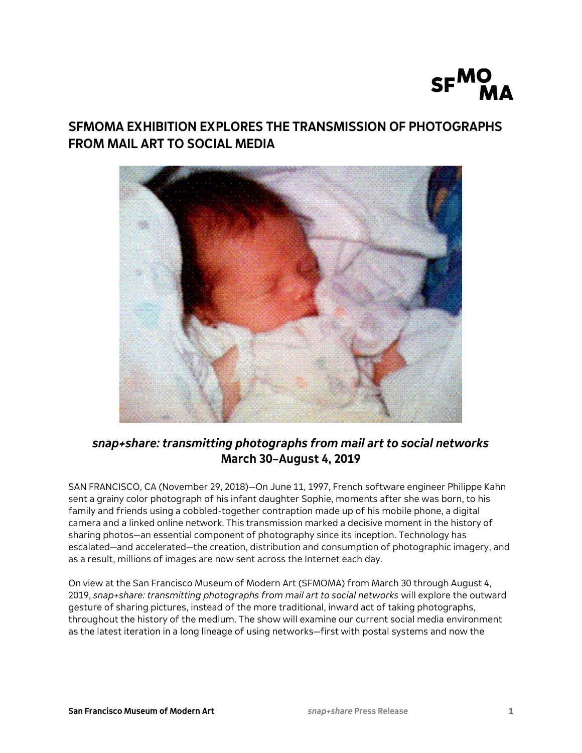# SFMOMA EXHIBITION EXPLORES THE TRANSMISSION OF PHOTOGRAPHS FROM MAIL ART TO SOCIAL MEDIA

## *snap+share: transmitting photographs from mail art to social networks*
## March 30–August 4, 2019

SAN FRANCISCO, CA (November 29, 2018)—On June 11, 1997, French software engineer Philippe Kahn sent a grainy color photograph of his infant daughter Sophie, moments after she was born, to his family and friends using a cobbled-together contraption made up of his mobile phone, a digital camera and a linked online network. This transmission marked a decisive moment in the history of sharing photos—an essential component of photography since its inception. Technology has escalated—and accelerated—the creation, distribution and consumption of photographic imagery, and as a result, millions of images are now sent across the Internet each day.

On view at the San Francisco Museum of Modern Art (SFMOMA) from March 30 through August 4, 2019, *snap+share: transmitting photographs from mail art to social networks* will explore the outward gesture of sharing pictures, instead of the more traditional, inward act of taking photographs, throughout the history of the medium. The show will examine our current social media environment as the latest iteration in a long lineage of using networks—first with postal systems and now the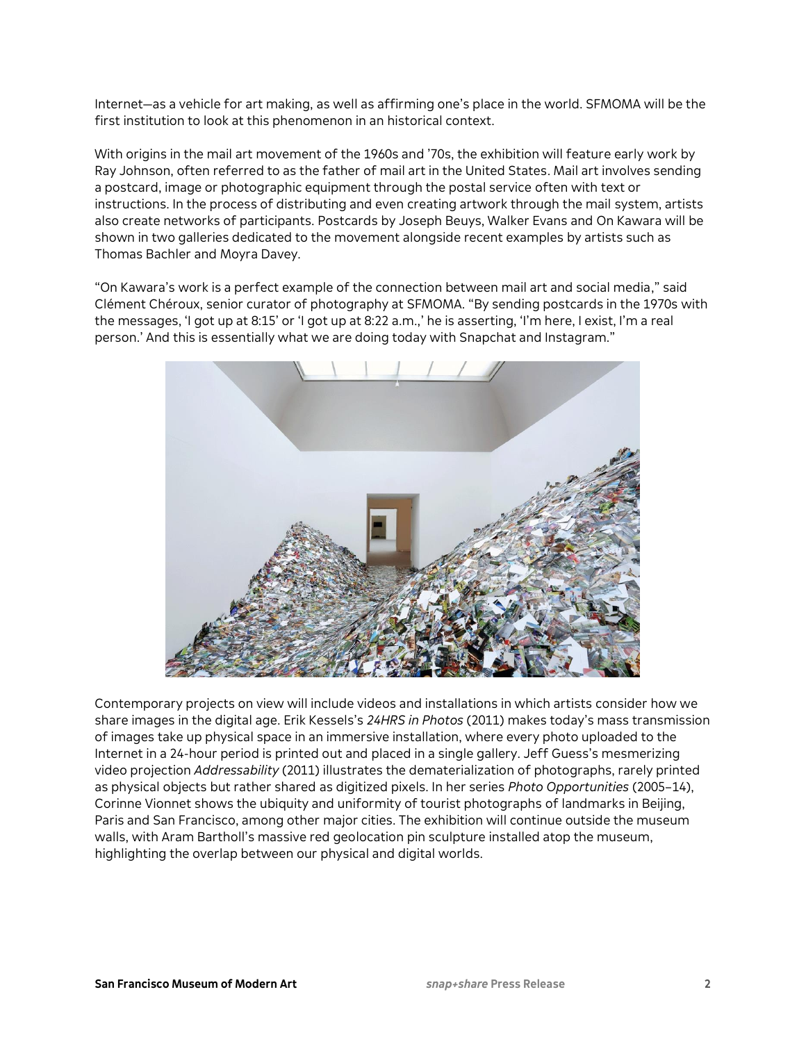Internet—as a vehicle for art making, as well as affirming one's place in the world. SFMOMA will be the first institution to look at this phenomenon in an historical context.

With origins in the mail art movement of the 1960s and '70s, the exhibition will feature early work by Ray Johnson, often referred to as the father of mail art in the United States. Mail art involves sending a postcard, image or photographic equipment through the postal service often with text or instructions. In the process of distributing and even creating artwork through the mail system, artists also create networks of participants. Postcards by Joseph Beuys, Walker Evans and On Kawara will be shown in two galleries dedicated to the movement alongside recent examples by artists such as Thomas Bachler and Moyra Davey.

"On Kawara's work is a perfect example of the connection between mail art and social media," said Clément Chéroux, senior curator of photography at SFMOMA. "By sending postcards in the 1970s with the messages, 'I got up at 8:15' or 'I got up at 8:22 a.m.,' he is asserting, 'I'm here, I exist, I'm a real person.' And this is essentially what we are doing today with Snapchat and Instagram."

Contemporary projects on view will include videos and installations in which artists consider how we share images in the digital age. Erik Kessels's *24HRS in Photos* (2011) makes today's mass transmission of images take up physical space in an immersive installation, where every photo uploaded to the Internet in a 24-hour period is printed out and placed in a single gallery. Jeff Guess's mesmerizing video projection *Addressability* (2011) illustrates the dematerialization of photographs, rarely printed as physical objects but rather shared as digitized pixels. In her series *Photo Opportunities* (2005–14), Corinne Vionnet shows the ubiquity and uniformity of tourist photographs of landmarks in Beijing, Paris and San Francisco, among other major cities. The exhibition will continue outside the museum walls, with Aram Bartholl's massive red geolocation pin sculpture installed atop the museum, highlighting the overlap between our physical and digital worlds.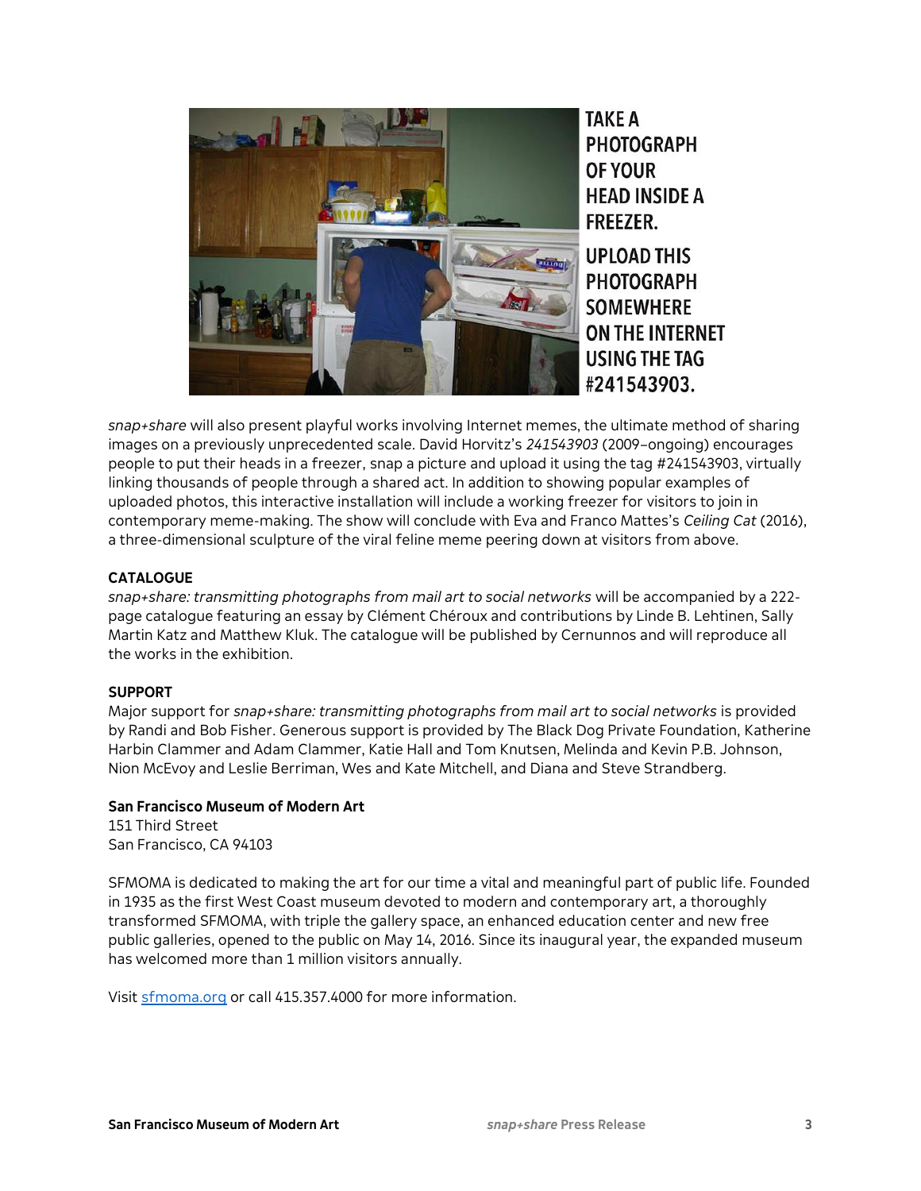TAKE A PHOTOGRAPH OF YOUR HEAD INSIDE A FREEZER.

UPLOAD THIS PHOTOGRAPH SOMEWHERE ON THE INTERNET USING THE TAG #241543903.

*snap+share* will also present playful works involving Internet memes, the ultimate method of sharing images on a previously unprecedented scale. David Horvitz's *241543903* (2009–ongoing) encourages people to put their heads in a freezer, snap a picture and upload it using the tag #241543903, virtually linking thousands of people through a shared act. In addition to showing popular examples of uploaded photos, this interactive installation will include a working freezer for visitors to join in contemporary meme-making. The show will conclude with Eva and Franco Mattes's *Ceiling Cat* (2016), a three-dimensional sculpture of the viral feline meme peering down at visitors from above.

**CATALOGUE**

*snap+share: transmitting photographs from mail art to social networks* will be accompanied by a 222-page catalogue featuring an essay by Clément Chéroux and contributions by Linde B. Lehtinen, Sally Martin Katz and Matthew Kluk. The catalogue will be published by Cernunnos and will reproduce all the works in the exhibition.

**SUPPORT**

Major support for *snap+share: transmitting photographs from mail art to social networks* is provided by Randi and Bob Fisher. Generous support is provided by The Black Dog Private Foundation, Katherine Harbin Clammer and Adam Clammer, Katie Hall and Tom Knutsen, Melinda and Kevin P.B. Johnson, Nion McEvoy and Leslie Berriman, Wes and Kate Mitchell, and Diana and Steve Strandberg.

**San Francisco Museum of Modern Art**
151 Third Street
San Francisco, CA 94103

SFMOMA is dedicated to making the art for our time a vital and meaningful part of public life. Founded in 1935 as the first West Coast museum devoted to modern and contemporary art, a thoroughly transformed SFMOMA, with triple the gallery space, an enhanced education center and new free public galleries, opened to the public on May 14, 2016. Since its inaugural year, the expanded museum has welcomed more than 1 million visitors annually.

Visit sfmoma.org or call 415.357.4000 for more information.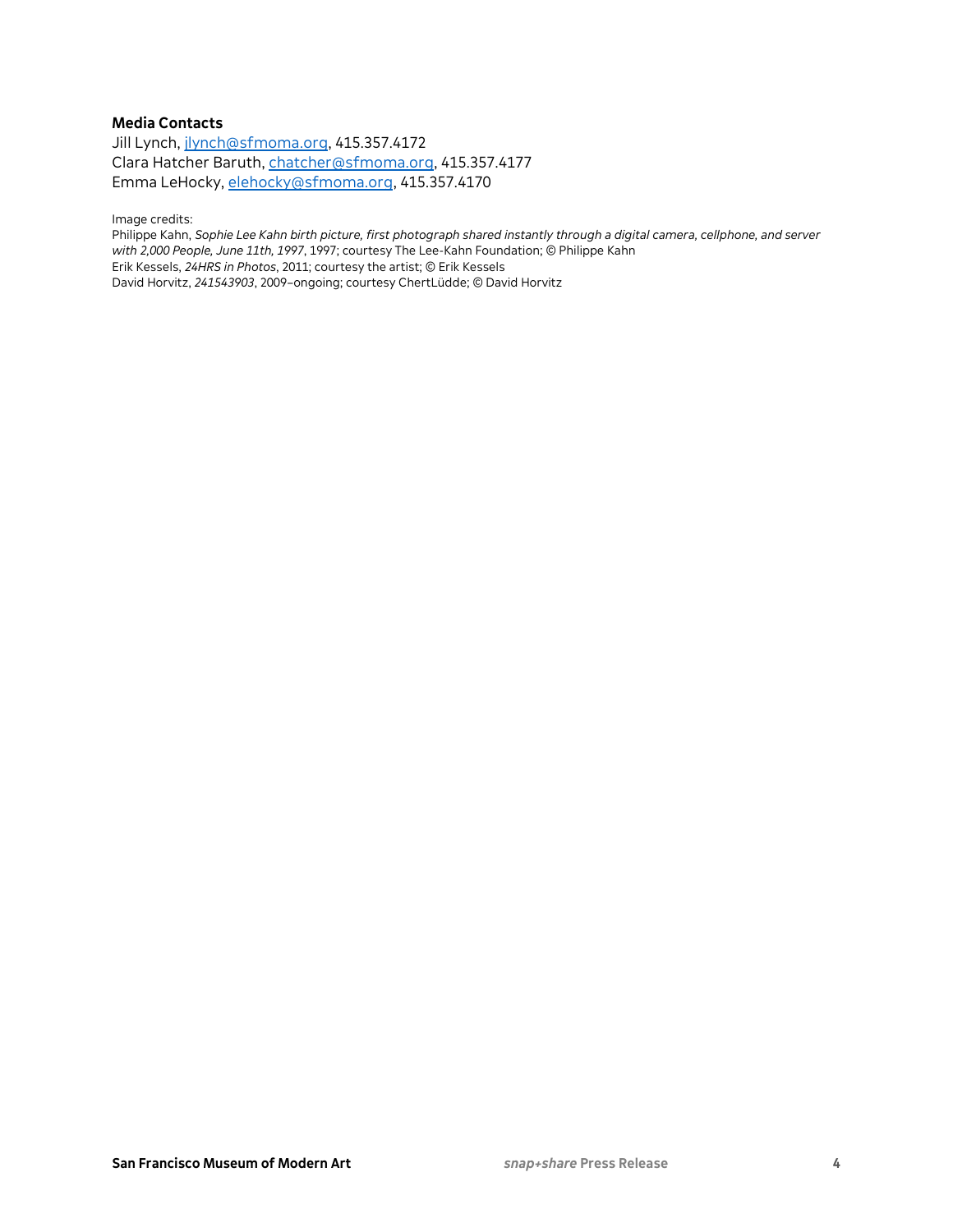**Media Contacts**

Jill Lynch, jlynch@sfmoma.org, 415.357.4172
Clara Hatcher Baruth, chatcher@sfmoma.org, 415.357.4177
Emma LeHocky, elehocky@sfmoma.org, 415.357.4170

Image credits:
Philippe Kahn, *Sophie Lee Kahn birth picture, first photograph shared instantly through a digital camera, cellphone, and server with 2,000 People, June 11th, 1997*, 1997; courtesy The Lee-Kahn Foundation; © Philippe Kahn
Erik Kessels, *24HRS in Photos*, 2011; courtesy the artist; © Erik Kessels
David Horvitz, *241543903*, 2009–ongoing; courtesy ChertLüdde; © David Horvitz